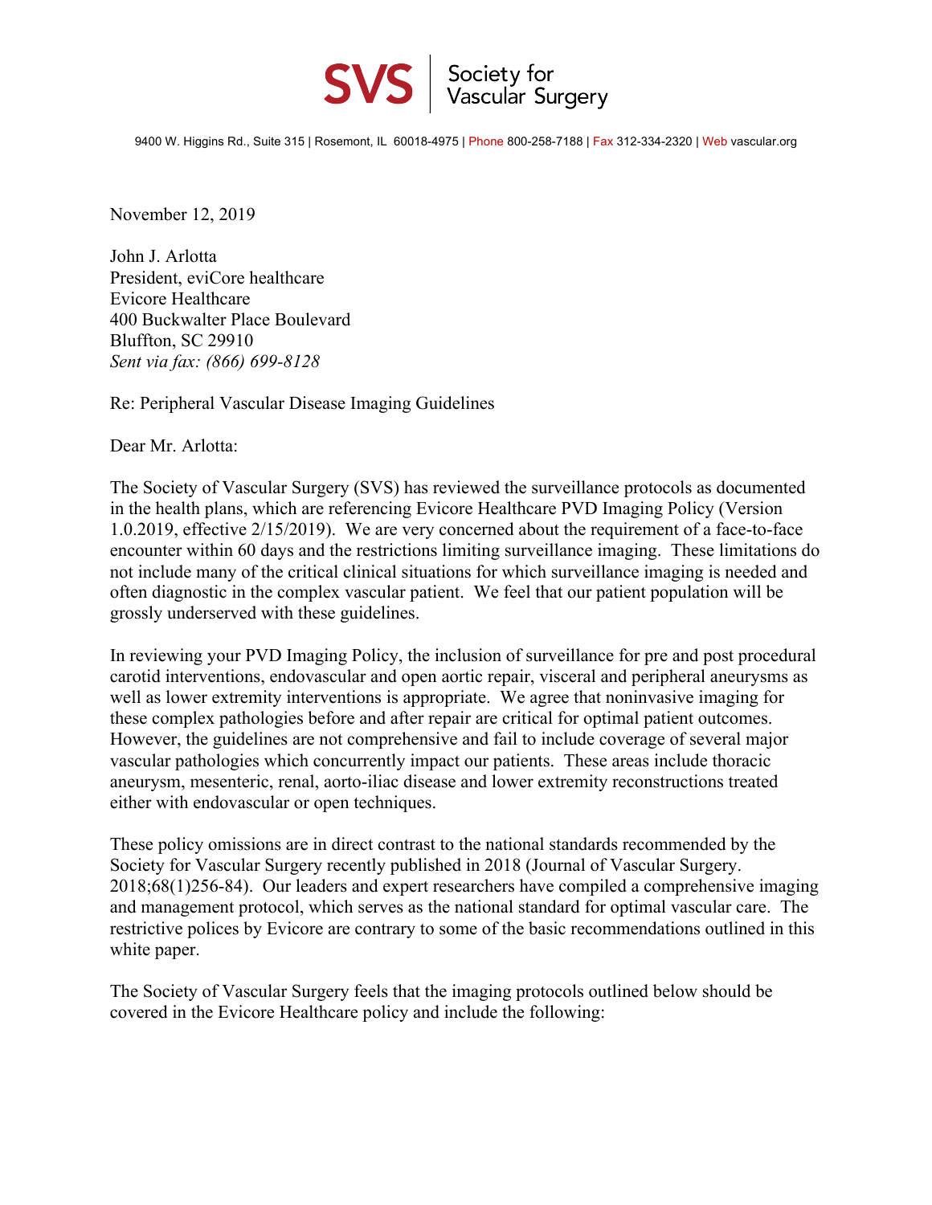**SVS** | Society for Vascular Surgery

9400 W. Higgins Rd., Suite 315 | Rosemont, IL 60018-4975 | Phone 800-258-7188 | Fax 312-334-2320 | Web vascular.org

November 12, 2019

John J. Arlotta
President, eviCore healthcare
Evicore Healthcare
400 Buckwalter Place Boulevard
Bluffton, SC 29910
*Sent via fax: (866) 699-8128*

Re: Peripheral Vascular Disease Imaging Guidelines

Dear Mr. Arlotta:

The Society of Vascular Surgery (SVS) has reviewed the surveillance protocols as documented in the health plans, which are referencing Evicore Healthcare PVD Imaging Policy (Version 1.0.2019, effective 2/15/2019). We are very concerned about the requirement of a face-to-face encounter within 60 days and the restrictions limiting surveillance imaging. These limitations do not include many of the critical clinical situations for which surveillance imaging is needed and often diagnostic in the complex vascular patient. We feel that our patient population will be grossly underserved with these guidelines.

In reviewing your PVD Imaging Policy, the inclusion of surveillance for pre and post procedural carotid interventions, endovascular and open aortic repair, visceral and peripheral aneurysms as well as lower extremity interventions is appropriate. We agree that noninvasive imaging for these complex pathologies before and after repair are critical for optimal patient outcomes. However, the guidelines are not comprehensive and fail to include coverage of several major vascular pathologies which concurrently impact our patients. These areas include thoracic aneurysm, mesenteric, renal, aorto-iliac disease and lower extremity reconstructions treated either with endovascular or open techniques.

These policy omissions are in direct contrast to the national standards recommended by the Society for Vascular Surgery recently published in 2018 (Journal of Vascular Surgery. 2018;68(1)256-84). Our leaders and expert researchers have compiled a comprehensive imaging and management protocol, which serves as the national standard for optimal vascular care. The restrictive polices by Evicore are contrary to some of the basic recommendations outlined in this white paper.

The Society of Vascular Surgery feels that the imaging protocols outlined below should be covered in the Evicore Healthcare policy and include the following: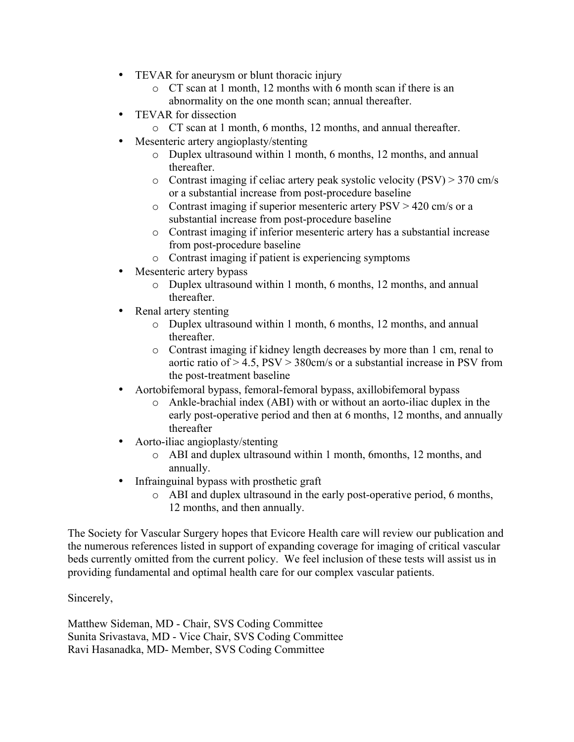- TEVAR for aneurysm or blunt thoracic injury
    - CT scan at 1 month, 12 months with 6 month scan if there is an abnormality on the one month scan; annual thereafter.
- TEVAR for dissection
    - CT scan at 1 month, 6 months, 12 months, and annual thereafter.
- Mesenteric artery angioplasty/stenting
    - Duplex ultrasound within 1 month, 6 months, 12 months, and annual thereafter.
    - Contrast imaging if celiac artery peak systolic velocity (PSV) > 370 cm/s or a substantial increase from post-procedure baseline
    - Contrast imaging if superior mesenteric artery PSV > 420 cm/s or a substantial increase from post-procedure baseline
    - Contrast imaging if inferior mesenteric artery has a substantial increase from post-procedure baseline
    - Contrast imaging if patient is experiencing symptoms
- Mesenteric artery bypass
    - Duplex ultrasound within 1 month, 6 months, 12 months, and annual thereafter.
- Renal artery stenting
    - Duplex ultrasound within 1 month, 6 months, 12 months, and annual thereafter.
    - Contrast imaging if kidney length decreases by more than 1 cm, renal to aortic ratio of > 4.5, PSV > 380cm/s or a substantial increase in PSV from the post-treatment baseline
- Aortobifemoral bypass, femoral-femoral bypass, axillobifemoral bypass
    - Ankle-brachial index (ABI) with or without an aorto-iliac duplex in the early post-operative period and then at 6 months, 12 months, and annually thereafter
- Aorto-iliac angioplasty/stenting
    - ABI and duplex ultrasound within 1 month, 6months, 12 months, and annually.
- Infrainguinal bypass with prosthetic graft
    - ABI and duplex ultrasound in the early post-operative period, 6 months, 12 months, and then annually.

The Society for Vascular Surgery hopes that Evicore Health care will review our publication and the numerous references listed in support of expanding coverage for imaging of critical vascular beds currently omitted from the current policy. We feel inclusion of these tests will assist us in providing fundamental and optimal health care for our complex vascular patients.

Sincerely,

Matthew Sideman, MD - Chair, SVS Coding Committee
Sunita Srivastava, MD - Vice Chair, SVS Coding Committee
Ravi Hasanadka, MD- Member, SVS Coding Committee